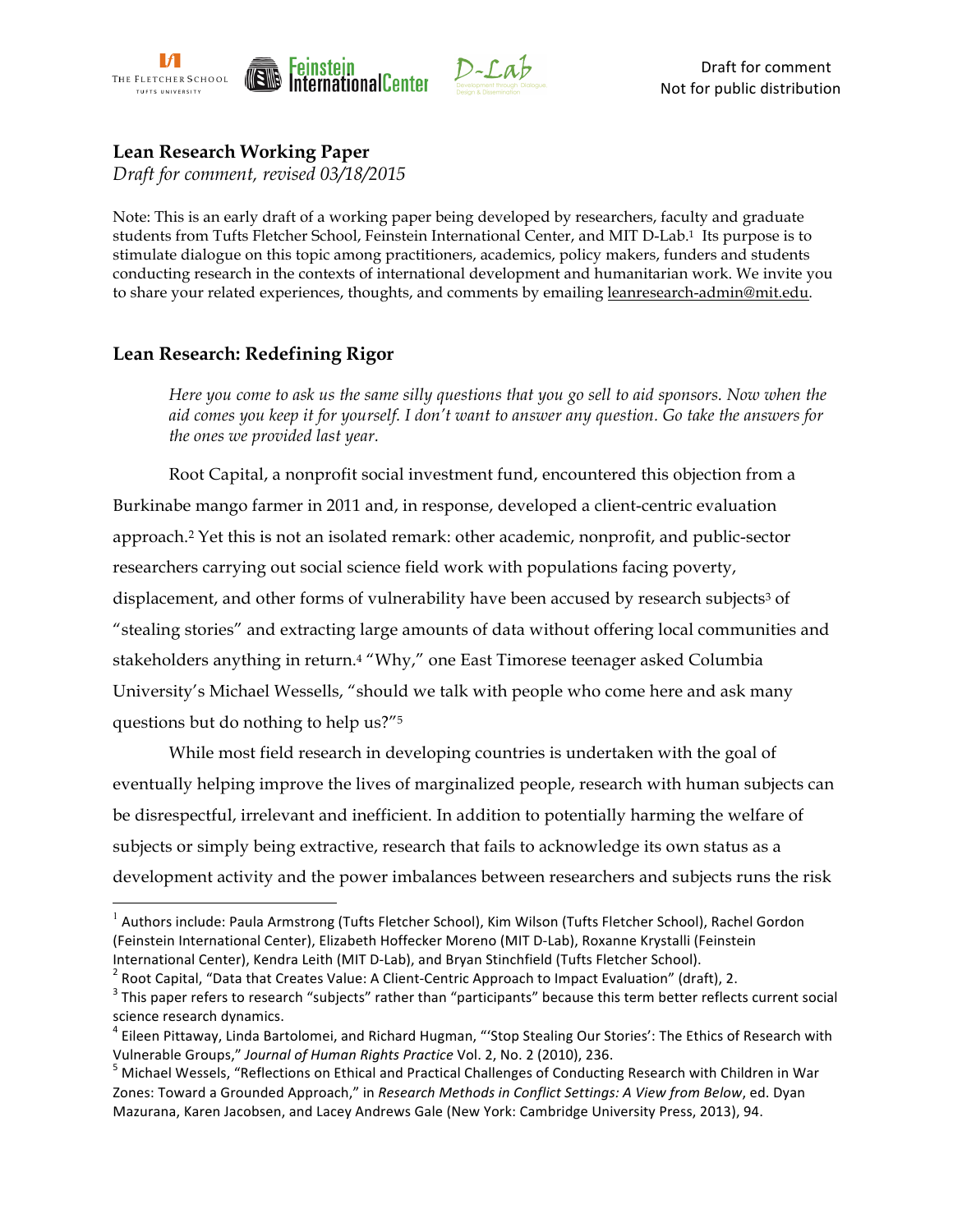Draft for comment
Not for public distribution

**Lean Research Working Paper**
*Draft for comment, revised 03/18/2015*

Note: This is an early draft of a working paper being developed by researchers, faculty and graduate students from Tufts Fletcher School, Feinstein International Center, and MIT D-Lab.[1] Its purpose is to stimulate dialogue on this topic among practitioners, academics, policy makers, funders and students conducting research in the contexts of international development and humanitarian work. We invite you to share your related experiences, thoughts, and comments by emailing leanresearch-admin@mit.edu.

## Lean Research: Redefining Rigor

> *Here you come to ask us the same silly questions that you go sell to aid sponsors. Now when the aid comes you keep it for yourself. I don't want to answer any question. Go take the answers for the ones we provided last year.*

Root Capital, a nonprofit social investment fund, encountered this objection from a Burkinabe mango farmer in 2011 and, in response, developed a client-centric evaluation approach.[2] Yet this is not an isolated remark: other academic, nonprofit, and public-sector researchers carrying out social science field work with populations facing poverty, displacement, and other forms of vulnerability have been accused by research subjects[3] of "stealing stories" and extracting large amounts of data without offering local communities and stakeholders anything in return.[4] "Why," one East Timorese teenager asked Columbia University's Michael Wessells, "should we talk with people who come here and ask many questions but do nothing to help us?"[5]

While most field research in developing countries is undertaken with the goal of eventually helping improve the lives of marginalized people, research with human subjects can be disrespectful, irrelevant and inefficient. In addition to potentially harming the welfare of subjects or simply being extractive, research that fails to acknowledge its own status as a development activity and the power imbalances between researchers and subjects runs the risk

---

[1] Authors include: Paula Armstrong (Tufts Fletcher School), Kim Wilson (Tufts Fletcher School), Rachel Gordon (Feinstein International Center), Elizabeth Hoffecker Moreno (MIT D-Lab), Roxanne Krystalli (Feinstein International Center), Kendra Leith (MIT D-Lab), and Bryan Stinchfield (Tufts Fletcher School).

[2] Root Capital, "Data that Creates Value: A Client-Centric Approach to Impact Evaluation" (draft), 2.

[3] This paper refers to research "subjects" rather than "participants" because this term better reflects current social science research dynamics.

[4] Eileen Pittaway, Linda Bartolomei, and Richard Hugman, "'Stop Stealing Our Stories': The Ethics of Research with Vulnerable Groups," *Journal of Human Rights Practice* Vol. 2, No. 2 (2010), 236.

[5] Michael Wessells, "Reflections on Ethical and Practical Challenges of Conducting Research with Children in War Zones: Toward a Grounded Approach," in *Research Methods in Conflict Settings: A View from Below*, ed. Dyan Mazurana, Karen Jacobsen, and Lacey Andrews Gale (New York: Cambridge University Press, 2013), 94.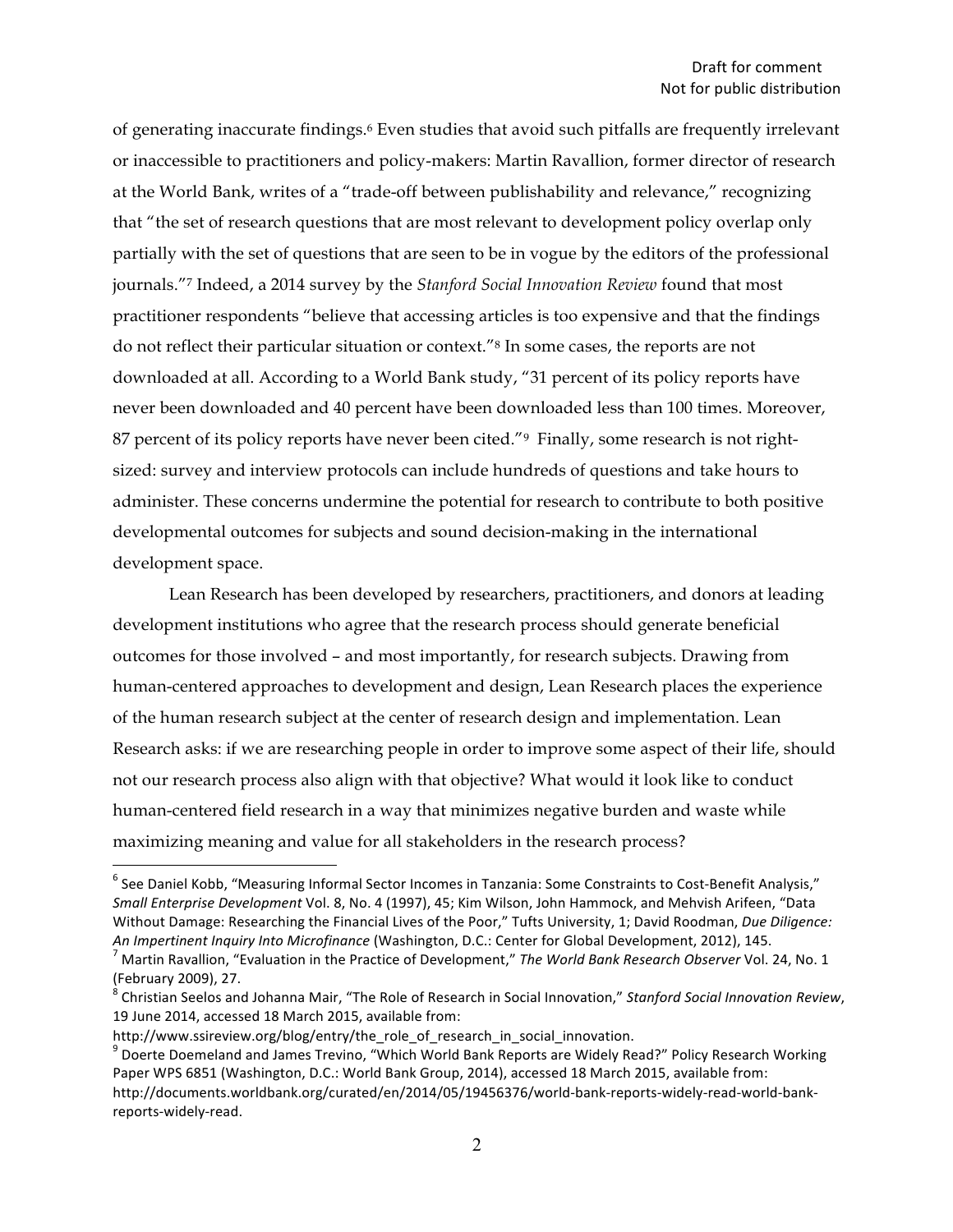of generating inaccurate findings.[6] Even studies that avoid such pitfalls are frequently irrelevant or inaccessible to practitioners and policy-makers: Martin Ravallion, former director of research at the World Bank, writes of a "trade-off between publishability and relevance," recognizing that "the set of research questions that are most relevant to development policy overlap only partially with the set of questions that are seen to be in vogue by the editors of the professional journals."[7] Indeed, a 2014 survey by the *Stanford Social Innovation Review* found that most practitioner respondents "believe that accessing articles is too expensive and that the findings do not reflect their particular situation or context."[8] In some cases, the reports are not downloaded at all. According to a World Bank study, "31 percent of its policy reports have never been downloaded and 40 percent have been downloaded less than 100 times. Moreover, 87 percent of its policy reports have never been cited."[9] Finally, some research is not right-sized: survey and interview protocols can include hundreds of questions and take hours to administer. These concerns undermine the potential for research to contribute to both positive developmental outcomes for subjects and sound decision-making in the international development space.

Lean Research has been developed by researchers, practitioners, and donors at leading development institutions who agree that the research process should generate beneficial outcomes for those involved – and most importantly, for research subjects. Drawing from human-centered approaches to development and design, Lean Research places the experience of the human research subject at the center of research design and implementation. Lean Research asks: if we are researching people in order to improve some aspect of their life, should not our research process also align with that objective? What would it look like to conduct human-centered field research in a way that minimizes negative burden and waste while maximizing meaning and value for all stakeholders in the research process?

---

[6] See Daniel Kobb, "Measuring Informal Sector Incomes in Tanzania: Some Constraints to Cost-Benefit Analysis," *Small Enterprise Development* Vol. 8, No. 4 (1997), 45; Kim Wilson, John Hammock, and Mehvish Arifeen, "Data Without Damage: Researching the Financial Lives of the Poor," Tufts University, 1; David Roodman, *Due Diligence: An Impertinent Inquiry Into Microfinance* (Washington, D.C.: Center for Global Development, 2012), 145.

[7] Martin Ravallion, "Evaluation in the Practice of Development," *The World Bank Research Observer* Vol. 24, No. 1 (February 2009), 27.

[8] Christian Seelos and Johanna Mair, "The Role of Research in Social Innovation," *Stanford Social Innovation Review*, 19 June 2014, accessed 18 March 2015, available from: http://www.ssireview.org/blog/entry/the_role_of_research_in_social_innovation.

[9] Doerte Doemeland and James Trevino, "Which World Bank Reports are Widely Read?" Policy Research Working Paper WPS 6851 (Washington, D.C.: World Bank Group, 2014), accessed 18 March 2015, available from: http://documents.worldbank.org/curated/en/2014/05/19456376/world-bank-reports-widely-read-world-bank-reports-widely-read.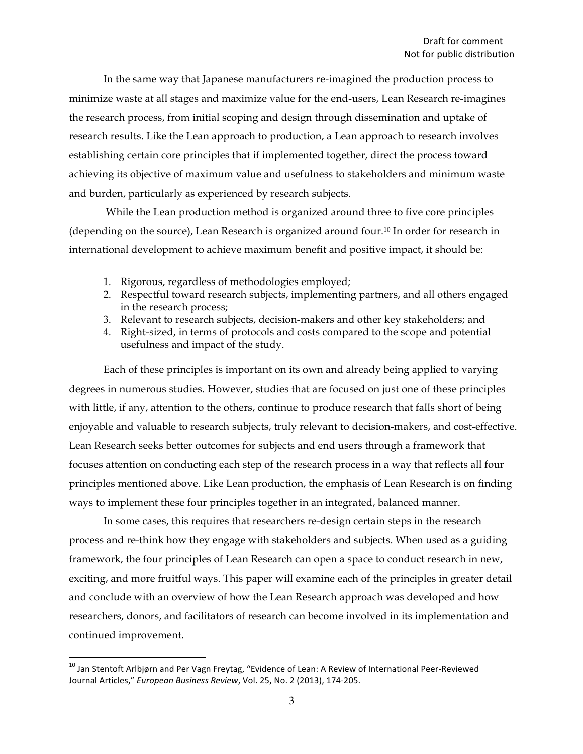In the same way that Japanese manufacturers re-imagined the production process to minimize waste at all stages and maximize value for the end-users, Lean Research re-imagines the research process, from initial scoping and design through dissemination and uptake of research results. Like the Lean approach to production, a Lean approach to research involves establishing certain core principles that if implemented together, direct the process toward achieving its objective of maximum value and usefulness to stakeholders and minimum waste and burden, particularly as experienced by research subjects.

While the Lean production method is organized around three to five core principles (depending on the source), Lean Research is organized around four.[10] In order for research in international development to achieve maximum benefit and positive impact, it should be:

1. Rigorous, regardless of methodologies employed;
2. Respectful toward research subjects, implementing partners, and all others engaged in the research process;
3. Relevant to research subjects, decision-makers and other key stakeholders; and
4. Right-sized, in terms of protocols and costs compared to the scope and potential usefulness and impact of the study.

Each of these principles is important on its own and already being applied to varying degrees in numerous studies. However, studies that are focused on just one of these principles with little, if any, attention to the others, continue to produce research that falls short of being enjoyable and valuable to research subjects, truly relevant to decision-makers, and cost-effective. Lean Research seeks better outcomes for subjects and end users through a framework that focuses attention on conducting each step of the research process in a way that reflects all four principles mentioned above. Like Lean production, the emphasis of Lean Research is on finding ways to implement these four principles together in an integrated, balanced manner.

In some cases, this requires that researchers re-design certain steps in the research process and re-think how they engage with stakeholders and subjects. When used as a guiding framework, the four principles of Lean Research can open a space to conduct research in new, exciting, and more fruitful ways. This paper will examine each of the principles in greater detail and conclude with an overview of how the Lean Research approach was developed and how researchers, donors, and facilitators of research can become involved in its implementation and continued improvement.

---

[10] Jan Stentoft Arlbjørn and Per Vagn Freytag, "Evidence of Lean: A Review of International Peer-Reviewed Journal Articles," *European Business Review*, Vol. 25, No. 2 (2013), 174-205.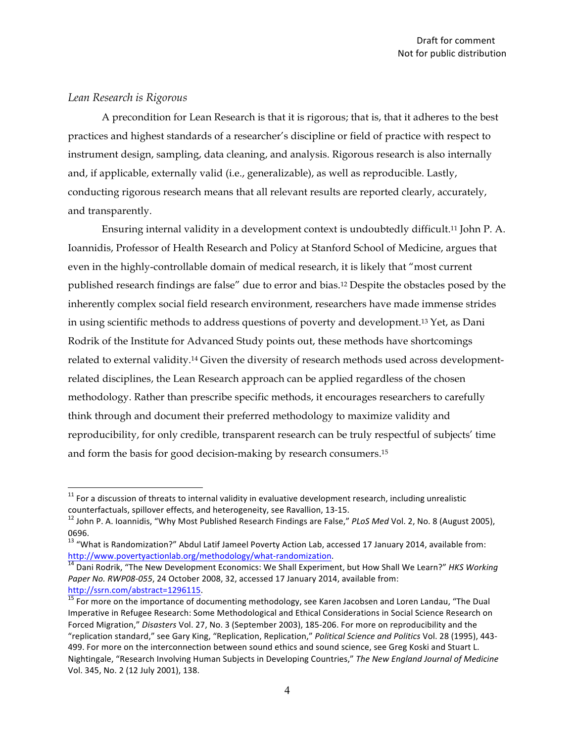*Lean Research is Rigorous*

A precondition for Lean Research is that it is rigorous; that is, that it adheres to the best practices and highest standards of a researcher's discipline or field of practice with respect to instrument design, sampling, data cleaning, and analysis. Rigorous research is also internally and, if applicable, externally valid (i.e., generalizable), as well as reproducible. Lastly, conducting rigorous research means that all relevant results are reported clearly, accurately, and transparently.

Ensuring internal validity in a development context is undoubtedly difficult.[11] John P. A. Ioannidis, Professor of Health Research and Policy at Stanford School of Medicine, argues that even in the highly-controllable domain of medical research, it is likely that "most current published research findings are false" due to error and bias.[12] Despite the obstacles posed by the inherently complex social field research environment, researchers have made immense strides in using scientific methods to address questions of poverty and development.[13] Yet, as Dani Rodrik of the Institute for Advanced Study points out, these methods have shortcomings related to external validity.[14] Given the diversity of research methods used across development-related disciplines, the Lean Research approach can be applied regardless of the chosen methodology. Rather than prescribe specific methods, it encourages researchers to carefully think through and document their preferred methodology to maximize validity and reproducibility, for only credible, transparent research can be truly respectful of subjects' time and form the basis for good decision-making by research consumers.[15]

---

[11] For a discussion of threats to internal validity in evaluative development research, including unrealistic counterfactuals, spillover effects, and heterogeneity, see Ravallion, 13-15.

[12] John P. A. Ioannidis, "Why Most Published Research Findings are False," *PLoS Med* Vol. 2, No. 8 (August 2005), 0696.

[13] "What is Randomization?" Abdul Latif Jameel Poverty Action Lab, accessed 17 January 2014, available from: http://www.povertyactionlab.org/methodology/what-randomization.

[14] Dani Rodrik, "The New Development Economics: We Shall Experiment, but How Shall We Learn?" *HKS Working Paper No. RWP08-055*, 24 October 2008, 32, accessed 17 January 2014, available from: http://ssrn.com/abstract=1296115.

[15] For more on the importance of documenting methodology, see Karen Jacobsen and Loren Landau, "The Dual Imperative in Refugee Research: Some Methodological and Ethical Considerations in Social Science Research on Forced Migration," *Disasters* Vol. 27, No. 3 (September 2003), 185-206. For more on reproducibility and the "replication standard," see Gary King, "Replication, Replication," *Political Science and Politics* Vol. 28 (1995), 443-499. For more on the interconnection between sound ethics and sound science, see Greg Koski and Stuart L. Nightingale, "Research Involving Human Subjects in Developing Countries," *The New England Journal of Medicine* Vol. 345, No. 2 (12 July 2001), 138.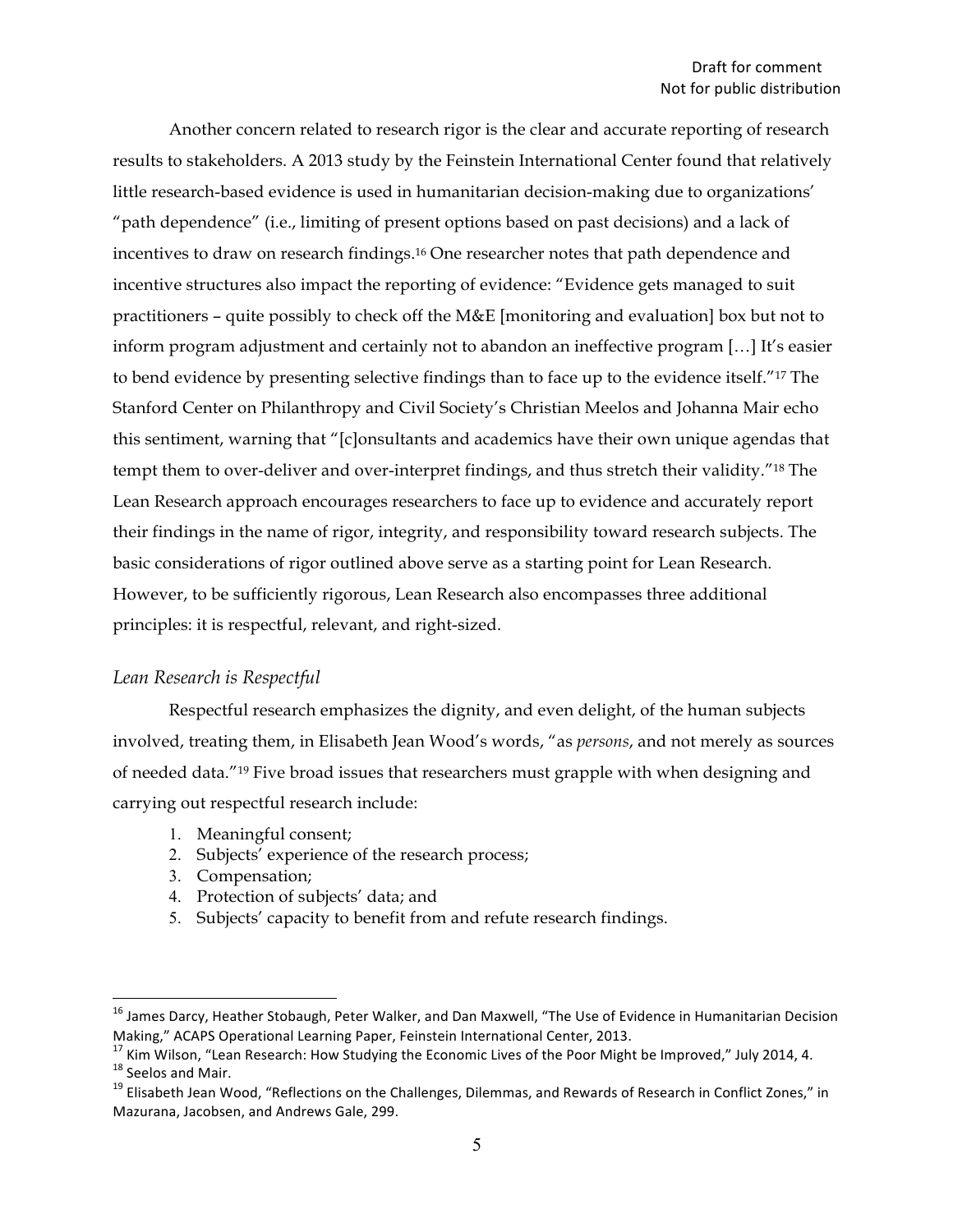Another concern related to research rigor is the clear and accurate reporting of research results to stakeholders. A 2013 study by the Feinstein International Center found that relatively little research-based evidence is used in humanitarian decision-making due to organizations' "path dependence" (i.e., limiting of present options based on past decisions) and a lack of incentives to draw on research findings.[16] One researcher notes that path dependence and incentive structures also impact the reporting of evidence: "Evidence gets managed to suit practitioners – quite possibly to check off the M&E [monitoring and evaluation] box but not to inform program adjustment and certainly not to abandon an ineffective program […] It's easier to bend evidence by presenting selective findings than to face up to the evidence itself."[17] The Stanford Center on Philanthropy and Civil Society's Christian Meelos and Johanna Mair echo this sentiment, warning that "[c]onsultants and academics have their own unique agendas that tempt them to over-deliver and over-interpret findings, and thus stretch their validity."[18] The Lean Research approach encourages researchers to face up to evidence and accurately report their findings in the name of rigor, integrity, and responsibility toward research subjects. The basic considerations of rigor outlined above serve as a starting point for Lean Research. However, to be sufficiently rigorous, Lean Research also encompasses three additional principles: it is respectful, relevant, and right-sized.

### *Lean Research is Respectful*

Respectful research emphasizes the dignity, and even delight, of the human subjects involved, treating them, in Elisabeth Jean Wood's words, "as *persons*, and not merely as sources of needed data."[19] Five broad issues that researchers must grapple with when designing and carrying out respectful research include:

1. Meaningful consent;
2. Subjects' experience of the research process;
3. Compensation;
4. Protection of subjects' data; and
5. Subjects' capacity to benefit from and refute research findings.

---

[16] James Darcy, Heather Stobaugh, Peter Walker, and Dan Maxwell, "The Use of Evidence in Humanitarian Decision Making," ACAPS Operational Learning Paper, Feinstein International Center, 2013.

[17] Kim Wilson, "Lean Research: How Studying the Economic Lives of the Poor Might be Improved," July 2014, 4.

[18] Seelos and Mair.

[19] Elisabeth Jean Wood, "Reflections on the Challenges, Dilemmas, and Rewards of Research in Conflict Zones," in Mazurana, Jacobsen, and Andrews Gale, 299.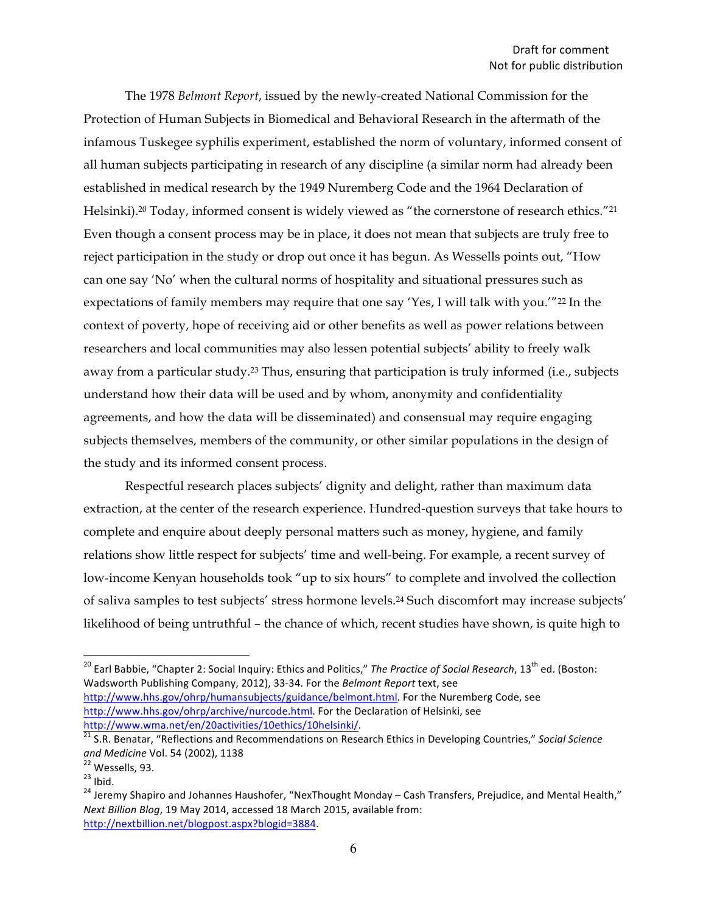The 1978 *Belmont Report*, issued by the newly-created National Commission for the Protection of Human Subjects in Biomedical and Behavioral Research in the aftermath of the infamous Tuskegee syphilis experiment, established the norm of voluntary, informed consent of all human subjects participating in research of any discipline (a similar norm had already been established in medical research by the 1949 Nuremberg Code and the 1964 Declaration of Helsinki).[20] Today, informed consent is widely viewed as "the cornerstone of research ethics."[21] Even though a consent process may be in place, it does not mean that subjects are truly free to reject participation in the study or drop out once it has begun. As Wessells points out, "How can one say 'No' when the cultural norms of hospitality and situational pressures such as expectations of family members may require that one say 'Yes, I will talk with you.'"[22] In the context of poverty, hope of receiving aid or other benefits as well as power relations between researchers and local communities may also lessen potential subjects' ability to freely walk away from a particular study.[23] Thus, ensuring that participation is truly informed (i.e., subjects understand how their data will be used and by whom, anonymity and confidentiality agreements, and how the data will be disseminated) and consensual may require engaging subjects themselves, members of the community, or other similar populations in the design of the study and its informed consent process.

Respectful research places subjects' dignity and delight, rather than maximum data extraction, at the center of the research experience. Hundred-question surveys that take hours to complete and enquire about deeply personal matters such as money, hygiene, and family relations show little respect for subjects' time and well-being. For example, a recent survey of low-income Kenyan households took "up to six hours" to complete and involved the collection of saliva samples to test subjects' stress hormone levels.[24] Such discomfort may increase subjects' likelihood of being untruthful – the chance of which, recent studies have shown, is quite high to

---

[20] Earl Babbie, "Chapter 2: Social Inquiry: Ethics and Politics," *The Practice of Social Research*, 13th ed. (Boston: Wadsworth Publishing Company, 2012), 33-34. For the *Belmont Report* text, see http://www.hhs.gov/ohrp/humansubjects/guidance/belmont.html. For the Nuremberg Code, see http://www.hhs.gov/ohrp/archive/nurcode.html. For the Declaration of Helsinki, see http://www.wma.net/en/20activities/10ethics/10helsinki/.

[21] S.R. Benatar, "Reflections and Recommendations on Research Ethics in Developing Countries," *Social Science and Medicine* Vol. 54 (2002), 1138

[22] Wessells, 93.

[23] Ibid.

[24] Jeremy Shapiro and Johannes Haushofer, "NexThought Monday – Cash Transfers, Prejudice, and Mental Health," *Next Billion Blog*, 19 May 2014, accessed 18 March 2015, available from: http://nextbillion.net/blogpost.aspx?blogid=3884.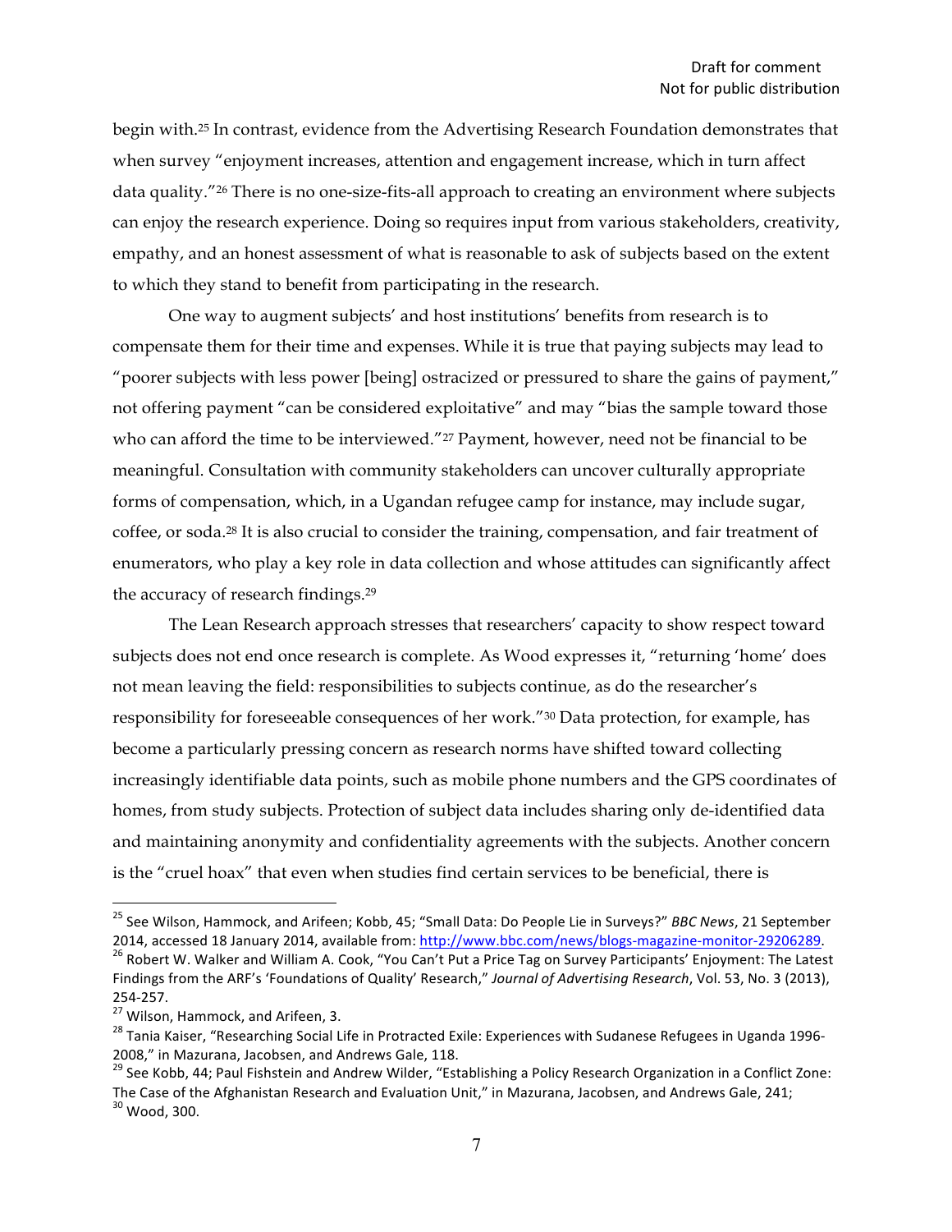begin with.[25] In contrast, evidence from the Advertising Research Foundation demonstrates that when survey "enjoyment increases, attention and engagement increase, which in turn affect data quality."[26] There is no one-size-fits-all approach to creating an environment where subjects can enjoy the research experience. Doing so requires input from various stakeholders, creativity, empathy, and an honest assessment of what is reasonable to ask of subjects based on the extent to which they stand to benefit from participating in the research.

One way to augment subjects' and host institutions' benefits from research is to compensate them for their time and expenses. While it is true that paying subjects may lead to "poorer subjects with less power [being] ostracized or pressured to share the gains of payment," not offering payment "can be considered exploitative" and may "bias the sample toward those who can afford the time to be interviewed."[27] Payment, however, need not be financial to be meaningful. Consultation with community stakeholders can uncover culturally appropriate forms of compensation, which, in a Ugandan refugee camp for instance, may include sugar, coffee, or soda.[28] It is also crucial to consider the training, compensation, and fair treatment of enumerators, who play a key role in data collection and whose attitudes can significantly affect the accuracy of research findings.[29]

The Lean Research approach stresses that researchers' capacity to show respect toward subjects does not end once research is complete. As Wood expresses it, "returning 'home' does not mean leaving the field: responsibilities to subjects continue, as do the researcher's responsibility for foreseeable consequences of her work."[30] Data protection, for example, has become a particularly pressing concern as research norms have shifted toward collecting increasingly identifiable data points, such as mobile phone numbers and the GPS coordinates of homes, from study subjects. Protection of subject data includes sharing only de-identified data and maintaining anonymity and confidentiality agreements with the subjects. Another concern is the "cruel hoax" that even when studies find certain services to be beneficial, there is

---

[25] See Wilson, Hammock, and Arifeen; Kobb, 45; "Small Data: Do People Lie in Surveys?" *BBC News*, 21 September 2014, accessed 18 January 2014, available from: http://www.bbc.com/news/blogs-magazine-monitor-29206289.

[26] Robert W. Walker and William A. Cook, "You Can't Put a Price Tag on Survey Participants' Enjoyment: The Latest Findings from the ARF's 'Foundations of Quality' Research," *Journal of Advertising Research*, Vol. 53, No. 3 (2013), 254-257.

[27] Wilson, Hammock, and Arifeen, 3.

[28] Tania Kaiser, "Researching Social Life in Protracted Exile: Experiences with Sudanese Refugees in Uganda 1996-2008," in Mazurana, Jacobsen, and Andrews Gale, 118.

[29] See Kobb, 44; Paul Fishstein and Andrew Wilder, "Establishing a Policy Research Organization in a Conflict Zone: The Case of the Afghanistan Research and Evaluation Unit," in Mazurana, Jacobsen, and Andrews Gale, 241;

[30] Wood, 300.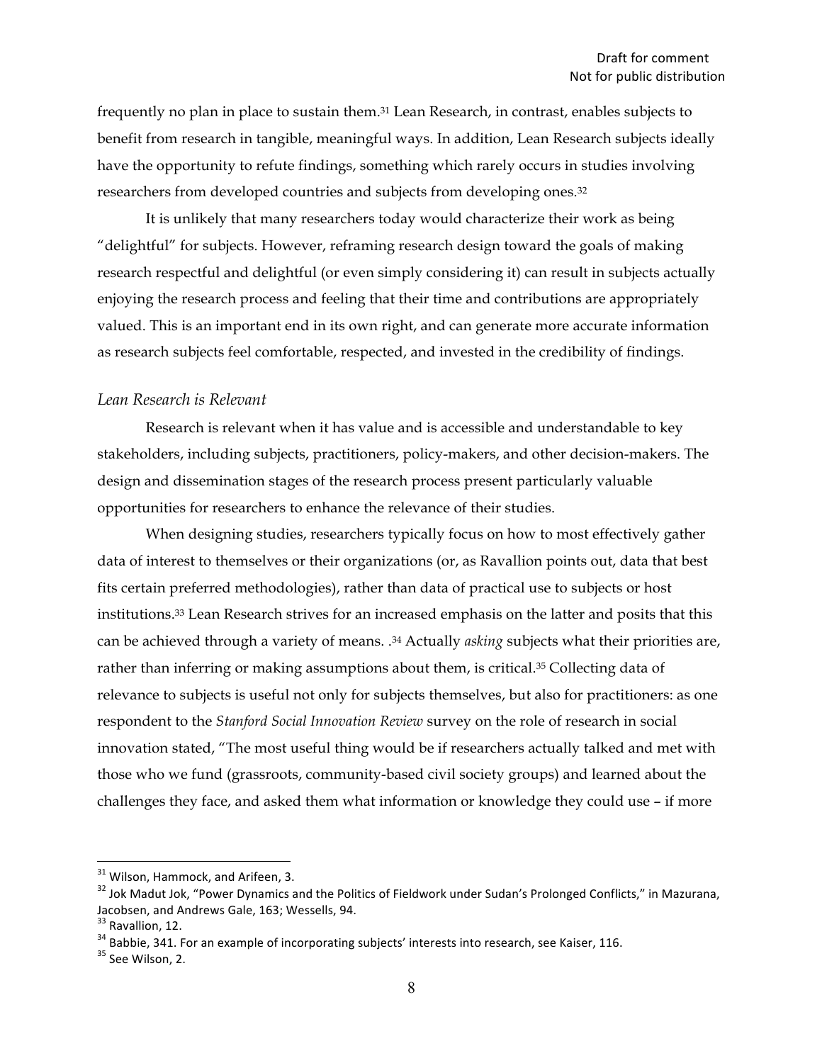frequently no plan in place to sustain them.[31] Lean Research, in contrast, enables subjects to benefit from research in tangible, meaningful ways. In addition, Lean Research subjects ideally have the opportunity to refute findings, something which rarely occurs in studies involving researchers from developed countries and subjects from developing ones.[32]

It is unlikely that many researchers today would characterize their work as being "delightful" for subjects. However, reframing research design toward the goals of making research respectful and delightful (or even simply considering it) can result in subjects actually enjoying the research process and feeling that their time and contributions are appropriately valued. This is an important end in its own right, and can generate more accurate information as research subjects feel comfortable, respected, and invested in the credibility of findings.

### *Lean Research is Relevant*

Research is relevant when it has value and is accessible and understandable to key stakeholders, including subjects, practitioners, policy-makers, and other decision-makers. The design and dissemination stages of the research process present particularly valuable opportunities for researchers to enhance the relevance of their studies.

When designing studies, researchers typically focus on how to most effectively gather data of interest to themselves or their organizations (or, as Ravallion points out, data that best fits certain preferred methodologies), rather than data of practical use to subjects or host institutions.[33] Lean Research strives for an increased emphasis on the latter and posits that this can be achieved through a variety of means. .[34] Actually *asking* subjects what their priorities are, rather than inferring or making assumptions about them, is critical.[35] Collecting data of relevance to subjects is useful not only for subjects themselves, but also for practitioners: as one respondent to the *Stanford Social Innovation Review* survey on the role of research in social innovation stated, "The most useful thing would be if researchers actually talked and met with those who we fund (grassroots, community-based civil society groups) and learned about the challenges they face, and asked them what information or knowledge they could use – if more

---

[31] Wilson, Hammock, and Arifeen, 3.

[32] Jok Madut Jok, "Power Dynamics and the Politics of Fieldwork under Sudan's Prolonged Conflicts," in Mazurana, Jacobsen, and Andrews Gale, 163; Wessells, 94.

[33] Ravallion, 12.

[34] Babbie, 341. For an example of incorporating subjects' interests into research, see Kaiser, 116.

[35] See Wilson, 2.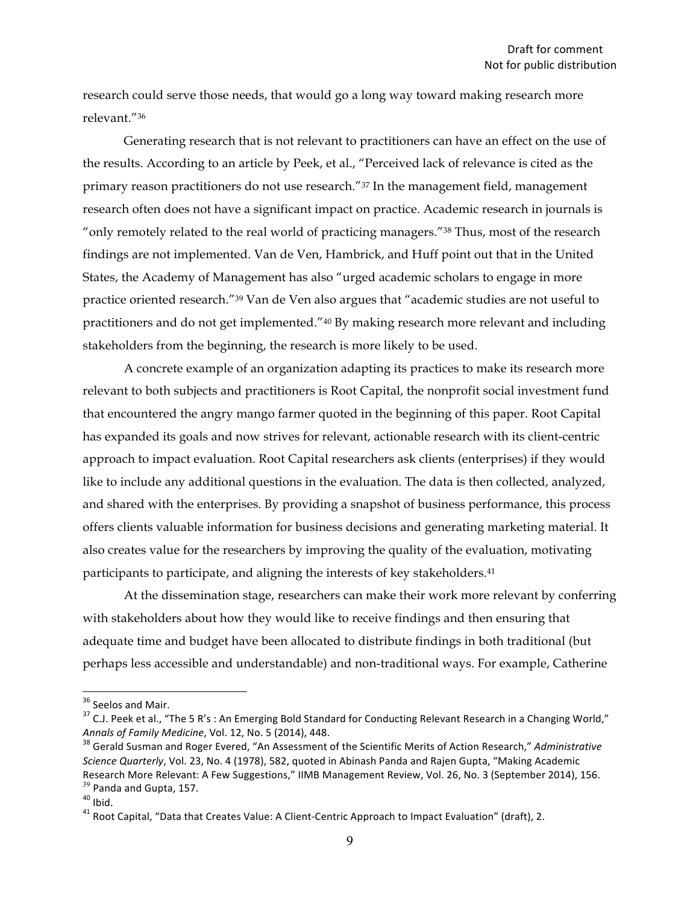research could serve those needs, that would go a long way toward making research more relevant."[36]

Generating research that is not relevant to practitioners can have an effect on the use of the results. According to an article by Peek, et al., "Perceived lack of relevance is cited as the primary reason practitioners do not use research."[37] In the management field, management research often does not have a significant impact on practice. Academic research in journals is "only remotely related to the real world of practicing managers."[38] Thus, most of the research findings are not implemented. Van de Ven, Hambrick, and Huff point out that in the United States, the Academy of Management has also "urged academic scholars to engage in more practice oriented research."[39] Van de Ven also argues that "academic studies are not useful to practitioners and do not get implemented."[40] By making research more relevant and including stakeholders from the beginning, the research is more likely to be used.

A concrete example of an organization adapting its practices to make its research more relevant to both subjects and practitioners is Root Capital, the nonprofit social investment fund that encountered the angry mango farmer quoted in the beginning of this paper. Root Capital has expanded its goals and now strives for relevant, actionable research with its client-centric approach to impact evaluation. Root Capital researchers ask clients (enterprises) if they would like to include any additional questions in the evaluation. The data is then collected, analyzed, and shared with the enterprises. By providing a snapshot of business performance, this process offers clients valuable information for business decisions and generating marketing material. It also creates value for the researchers by improving the quality of the evaluation, motivating participants to participate, and aligning the interests of key stakeholders.[41]

At the dissemination stage, researchers can make their work more relevant by conferring with stakeholders about how they would like to receive findings and then ensuring that adequate time and budget have been allocated to distribute findings in both traditional (but perhaps less accessible and understandable) and non-traditional ways. For example, Catherine

---

[36] Seelos and Mair.

[37] C.J. Peek et al., "The 5 R's : An Emerging Bold Standard for Conducting Relevant Research in a Changing World," *Annals of Family Medicine*, Vol. 12, No. 5 (2014), 448.

[38] Gerald Susman and Roger Evered, "An Assessment of the Scientific Merits of Action Research," *Administrative Science Quarterly*, Vol. 23, No. 4 (1978), 582, quoted in Abinash Panda and Rajen Gupta, "Making Academic Research More Relevant: A Few Suggestions," IIMB Management Review, Vol. 26, No. 3 (September 2014), 156.

[39] Panda and Gupta, 157.

[40] Ibid.

[41] Root Capital, "Data that Creates Value: A Client-Centric Approach to Impact Evaluation" (draft), 2.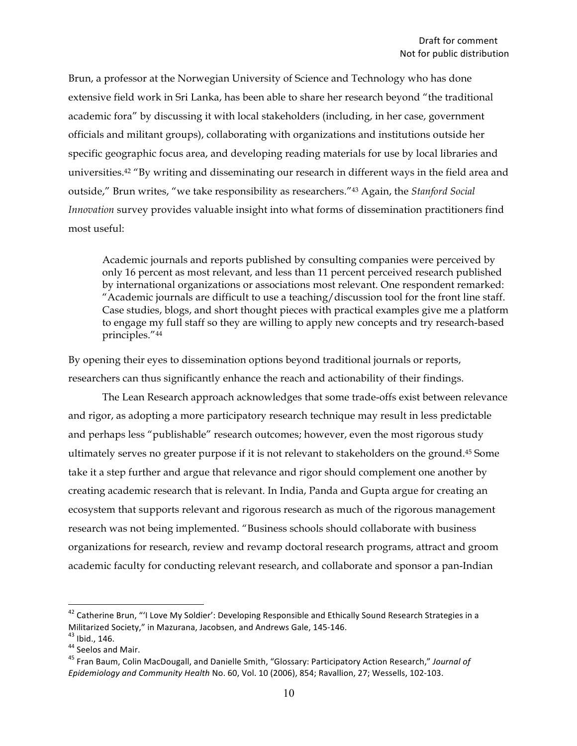Brun, a professor at the Norwegian University of Science and Technology who has done extensive field work in Sri Lanka, has been able to share her research beyond "the traditional academic fora" by discussing it with local stakeholders (including, in her case, government officials and militant groups), collaborating with organizations and institutions outside her specific geographic focus area, and developing reading materials for use by local libraries and universities.[42] "By writing and disseminating our research in different ways in the field area and outside," Brun writes, "we take responsibility as researchers."[43] Again, the *Stanford Social Innovation* survey provides valuable insight into what forms of dissemination practitioners find most useful:

> Academic journals and reports published by consulting companies were perceived by only 16 percent as most relevant, and less than 11 percent perceived research published by international organizations or associations most relevant. One respondent remarked: "Academic journals are difficult to use a teaching/discussion tool for the front line staff. Case studies, blogs, and short thought pieces with practical examples give me a platform to engage my full staff so they are willing to apply new concepts and try research-based principles."[44]

By opening their eyes to dissemination options beyond traditional journals or reports, researchers can thus significantly enhance the reach and actionability of their findings.

The Lean Research approach acknowledges that some trade-offs exist between relevance and rigor, as adopting a more participatory research technique may result in less predictable and perhaps less "publishable" research outcomes; however, even the most rigorous study ultimately serves no greater purpose if it is not relevant to stakeholders on the ground.[45] Some take it a step further and argue that relevance and rigor should complement one another by creating academic research that is relevant. In India, Panda and Gupta argue for creating an ecosystem that supports relevant and rigorous research as much of the rigorous management research was not being implemented. "Business schools should collaborate with business organizations for research, review and revamp doctoral research programs, attract and groom academic faculty for conducting relevant research, and collaborate and sponsor a pan-Indian

---

[42] Catherine Brun, "'I Love My Soldier': Developing Responsible and Ethically Sound Research Strategies in a Militarized Society," in Mazurana, Jacobsen, and Andrews Gale, 145-146.

[43] Ibid., 146.

[44] Seelos and Mair.

[45] Fran Baum, Colin MacDougall, and Danielle Smith, "Glossary: Participatory Action Research," *Journal of Epidemiology and Community Health* No. 60, Vol. 10 (2006), 854; Ravallion, 27; Wessells, 102-103.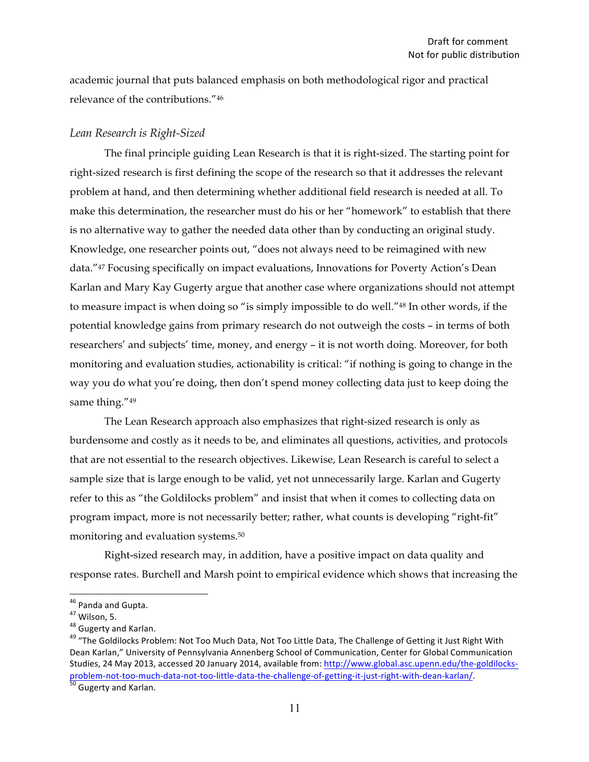academic journal that puts balanced emphasis on both methodological rigor and practical relevance of the contributions."[46]

*Lean Research is Right-Sized*

The final principle guiding Lean Research is that it is right-sized. The starting point for right-sized research is first defining the scope of the research so that it addresses the relevant problem at hand, and then determining whether additional field research is needed at all. To make this determination, the researcher must do his or her "homework" to establish that there is no alternative way to gather the needed data other than by conducting an original study. Knowledge, one researcher points out, "does not always need to be reimagined with new data."[47] Focusing specifically on impact evaluations, Innovations for Poverty Action's Dean Karlan and Mary Kay Gugerty argue that another case where organizations should not attempt to measure impact is when doing so "is simply impossible to do well."[48] In other words, if the potential knowledge gains from primary research do not outweigh the costs – in terms of both researchers' and subjects' time, money, and energy – it is not worth doing. Moreover, for both monitoring and evaluation studies, actionability is critical: "if nothing is going to change in the way you do what you're doing, then don't spend money collecting data just to keep doing the same thing."[49]

The Lean Research approach also emphasizes that right-sized research is only as burdensome and costly as it needs to be, and eliminates all questions, activities, and protocols that are not essential to the research objectives. Likewise, Lean Research is careful to select a sample size that is large enough to be valid, yet not unnecessarily large. Karlan and Gugerty refer to this as "the Goldilocks problem" and insist that when it comes to collecting data on program impact, more is not necessarily better; rather, what counts is developing "right-fit" monitoring and evaluation systems.[50]

Right-sized research may, in addition, have a positive impact on data quality and response rates. Burchell and Marsh point to empirical evidence which shows that increasing the

---

[46] Panda and Gupta.

[47] Wilson, 5.

[48] Gugerty and Karlan.

[49] "The Goldilocks Problem: Not Too Much Data, Not Too Little Data, The Challenge of Getting it Just Right With Dean Karlan," University of Pennsylvania Annenberg School of Communication, Center for Global Communication Studies, 24 May 2013, accessed 20 January 2014, available from: http://www.global.asc.upenn.edu/the-goldilocks-problem-not-too-much-data-not-too-little-data-the-challenge-of-getting-it-just-right-with-dean-karlan/.

[50] Gugerty and Karlan.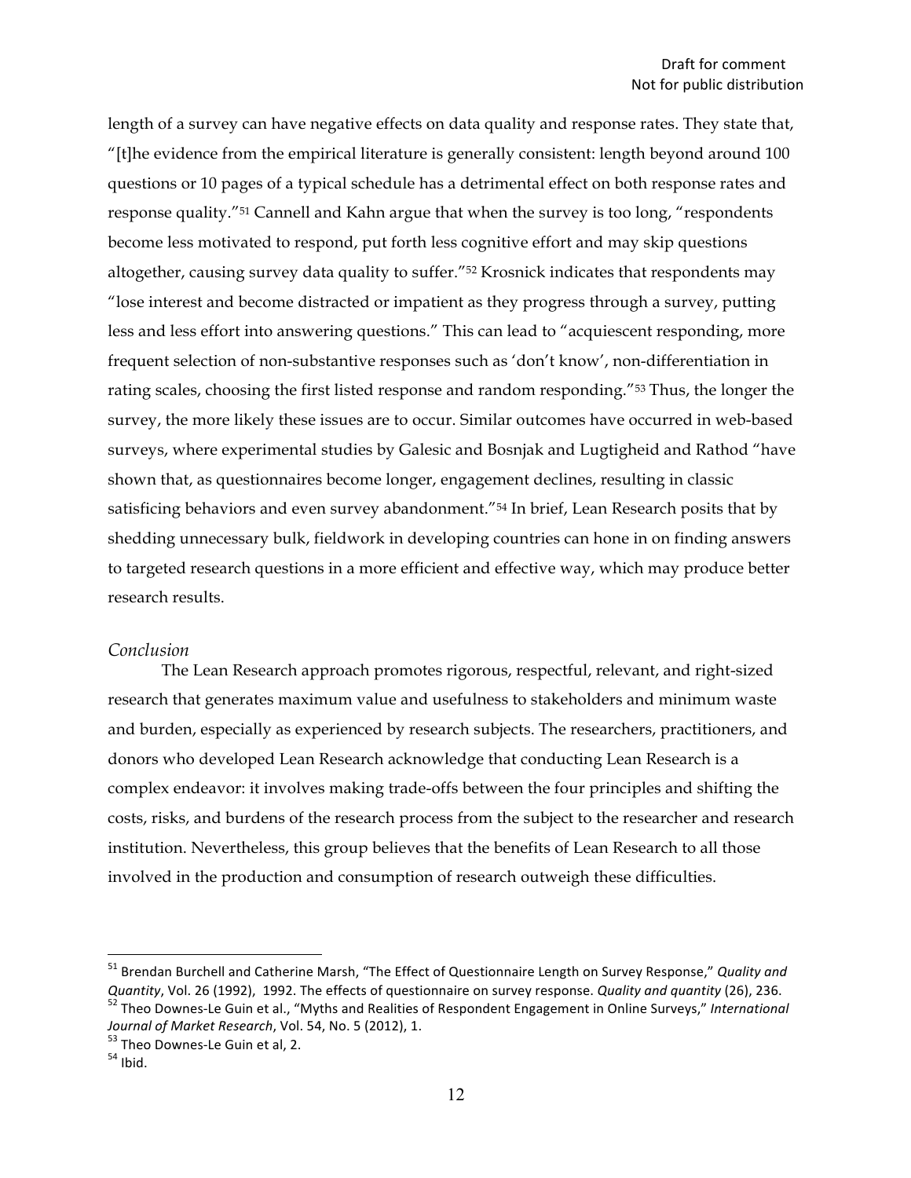length of a survey can have negative effects on data quality and response rates. They state that, "[t]he evidence from the empirical literature is generally consistent: length beyond around 100 questions or 10 pages of a typical schedule has a detrimental effect on both response rates and response quality."[51] Cannell and Kahn argue that when the survey is too long, "respondents become less motivated to respond, put forth less cognitive effort and may skip questions altogether, causing survey data quality to suffer."[52] Krosnick indicates that respondents may "lose interest and become distracted or impatient as they progress through a survey, putting less and less effort into answering questions." This can lead to "acquiescent responding, more frequent selection of non-substantive responses such as 'don't know', non-differentiation in rating scales, choosing the first listed response and random responding."[53] Thus, the longer the survey, the more likely these issues are to occur. Similar outcomes have occurred in web-based surveys, where experimental studies by Galesic and Bosnjak and Lugtigheid and Rathod "have shown that, as questionnaires become longer, engagement declines, resulting in classic satisficing behaviors and even survey abandonment."[54] In brief, Lean Research posits that by shedding unnecessary bulk, fieldwork in developing countries can hone in on finding answers to targeted research questions in a more efficient and effective way, which may produce better research results.

*Conclusion*

The Lean Research approach promotes rigorous, respectful, relevant, and right-sized research that generates maximum value and usefulness to stakeholders and minimum waste and burden, especially as experienced by research subjects. The researchers, practitioners, and donors who developed Lean Research acknowledge that conducting Lean Research is a complex endeavor: it involves making trade-offs between the four principles and shifting the costs, risks, and burdens of the research process from the subject to the researcher and research institution. Nevertheless, this group believes that the benefits of Lean Research to all those involved in the production and consumption of research outweigh these difficulties.

---

[51] Brendan Burchell and Catherine Marsh, "The Effect of Questionnaire Length on Survey Response," *Quality and Quantity*, Vol. 26 (1992), 1992. The effects of questionnaire on survey response. *Quality and quantity* (26), 236.

[52] Theo Downes-Le Guin et al., "Myths and Realities of Respondent Engagement in Online Surveys," *International Journal of Market Research*, Vol. 54, No. 5 (2012), 1.

[53] Theo Downes-Le Guin et al, 2.

[54] Ibid.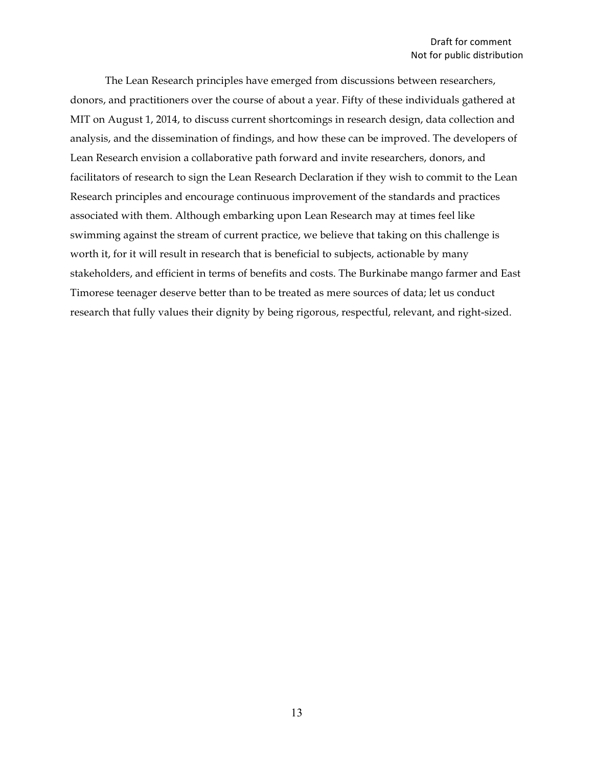The Lean Research principles have emerged from discussions between researchers, donors, and practitioners over the course of about a year. Fifty of these individuals gathered at MIT on August 1, 2014, to discuss current shortcomings in research design, data collection and analysis, and the dissemination of findings, and how these can be improved. The developers of Lean Research envision a collaborative path forward and invite researchers, donors, and facilitators of research to sign the Lean Research Declaration if they wish to commit to the Lean Research principles and encourage continuous improvement of the standards and practices associated with them. Although embarking upon Lean Research may at times feel like swimming against the stream of current practice, we believe that taking on this challenge is worth it, for it will result in research that is beneficial to subjects, actionable by many stakeholders, and efficient in terms of benefits and costs. The Burkinabe mango farmer and East Timorese teenager deserve better than to be treated as mere sources of data; let us conduct research that fully values their dignity by being rigorous, respectful, relevant, and right-sized.